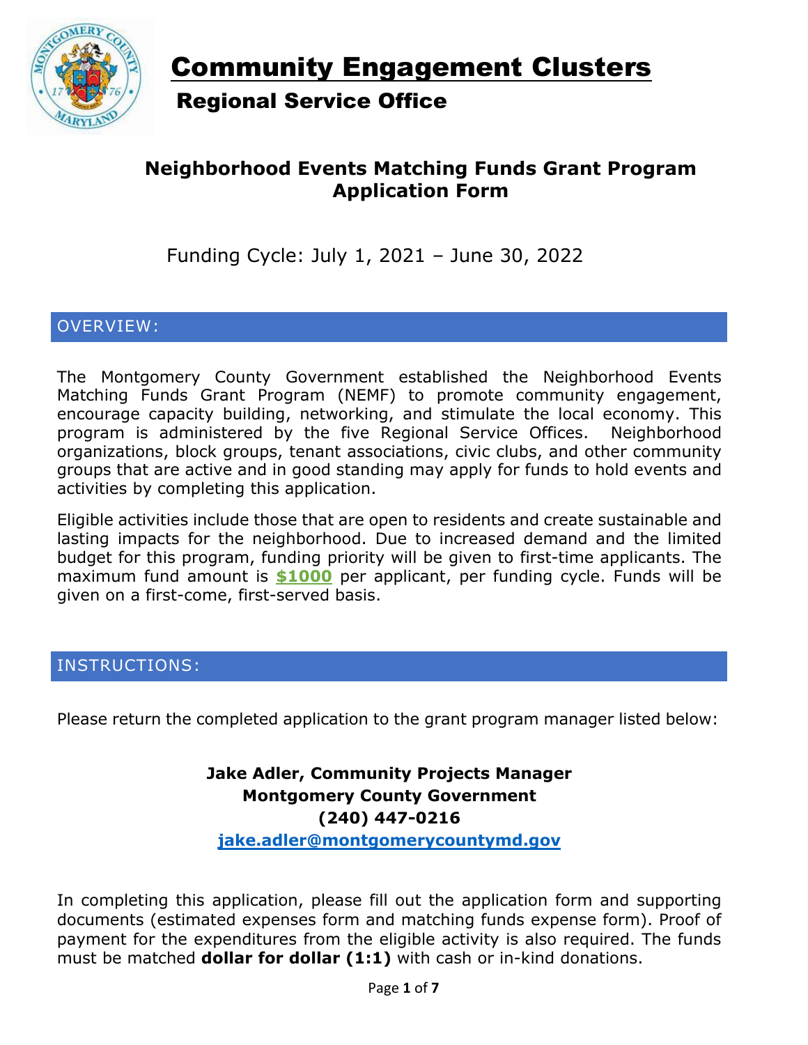# Community Engagement Clusters

## Regional Service Office

### Neighborhood Events Matching Funds Grant Program Application Form

Funding Cycle: July 1, 2021 – June 30, 2022

## OVERVIEW:

The Montgomery County Government established the Neighborhood Events Matching Funds Grant Program (NEMF) to promote community engagement, encourage capacity building, networking, and stimulate the local economy. This program is administered by the five Regional Service Offices. Neighborhood organizations, block groups, tenant associations, civic clubs, and other community groups that are active and in good standing may apply for funds to hold events and activities by completing this application.

Eligible activities include those that are open to residents and create sustainable and lasting impacts for the neighborhood. Due to increased demand and the limited budget for this program, funding priority will be given to first-time applicants. The maximum fund amount is **$1000** per applicant, per funding cycle. Funds will be given on a first-come, first-served basis.

## INSTRUCTIONS:

Please return the completed application to the grant program manager listed below:

**Jake Adler, Community Projects Manager**
**Montgomery County Government**
**(240) 447-0216**
**jake.adler@montgomerycountymd.gov**

In completing this application, please fill out the application form and supporting documents (estimated expenses form and matching funds expense form). Proof of payment for the expenditures from the eligible activity is also required. The funds must be matched **dollar for dollar (1:1)** with cash or in-kind donations.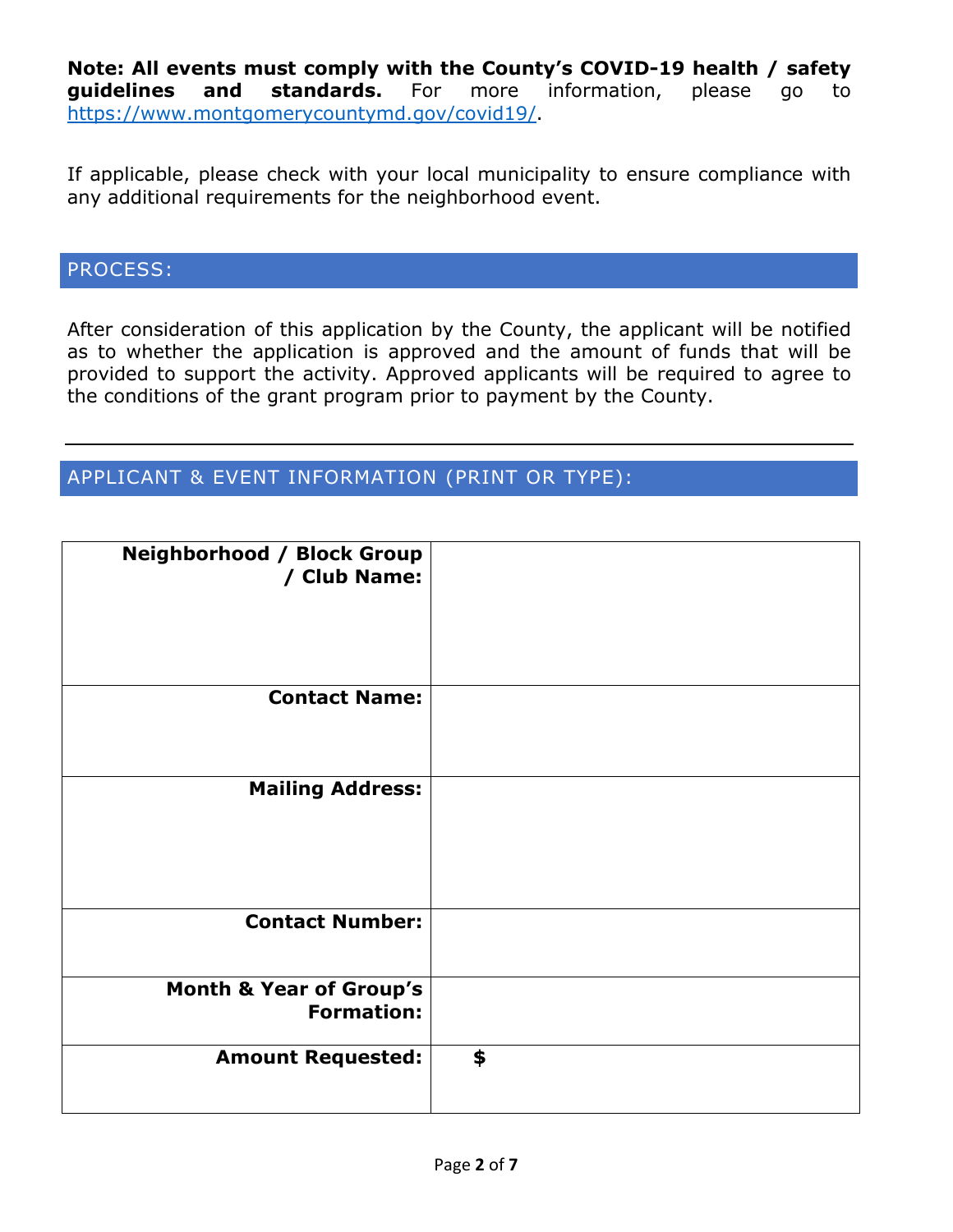**Note: All events must comply with the County's COVID-19 health / safety guidelines and standards.** For more information, please go to https://www.montgomerycountymd.gov/covid19/.

If applicable, please check with your local municipality to ensure compliance with any additional requirements for the neighborhood event.

## PROCESS:

After consideration of this application by the County, the applicant will be notified as to whether the application is approved and the amount of funds that will be provided to support the activity. Approved applicants will be required to agree to the conditions of the grant program prior to payment by the County.

---

## APPLICANT & EVENT INFORMATION (PRINT OR TYPE):

| | |
|---|---|
| **Neighborhood / Block Group / Club Name:** | |
| **Contact Name:** | |
| **Mailing Address:** | |
| **Contact Number:** | |
| **Month & Year of Group's Formation:** | |
| **Amount Requested:** | **$** |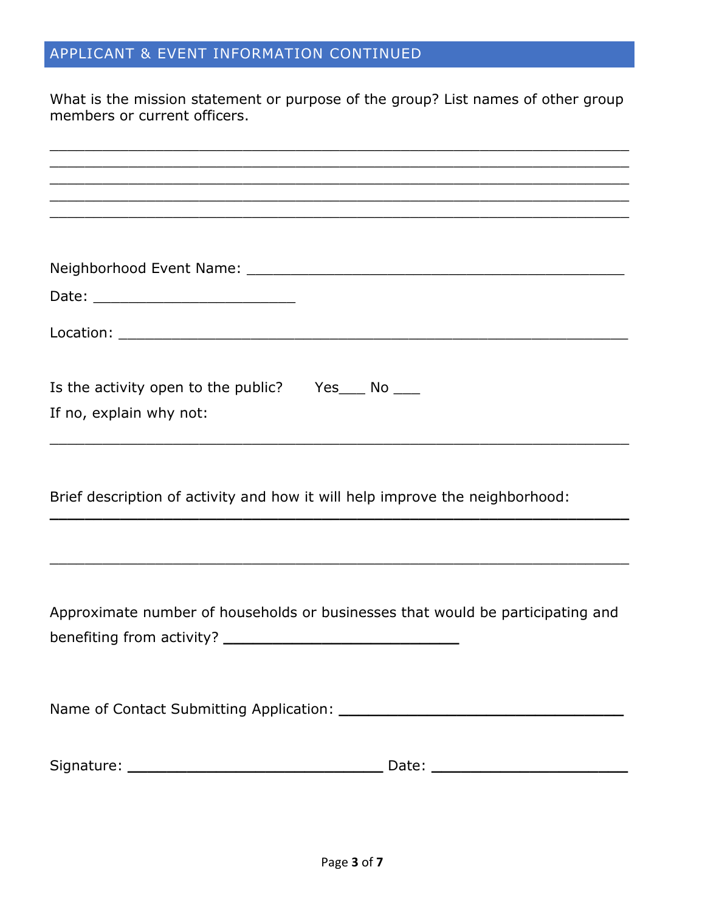## APPLICANT & EVENT INFORMATION CONTINUED

What is the mission statement or purpose of the group? List names of other group members or current officers.

_______________________________________________________________
_______________________________________________________________
_______________________________________________________________
_______________________________________________________________
_______________________________________________________________

Neighborhood Event Name: _________________________________________

Date: ______________________

Location: _______________________________________________________

Is the activity open to the public? Yes___ No ___

If no, explain why not:

_______________________________________________________________

Brief description of activity and how it will help improve the neighborhood:

_______________________________________________________________

_______________________________________________________________

Approximate number of households or businesses that would be participating and benefiting from activity? __________________________

Name of Contact Submitting Application: ______________________________

Signature: ____________________________ Date: _____________________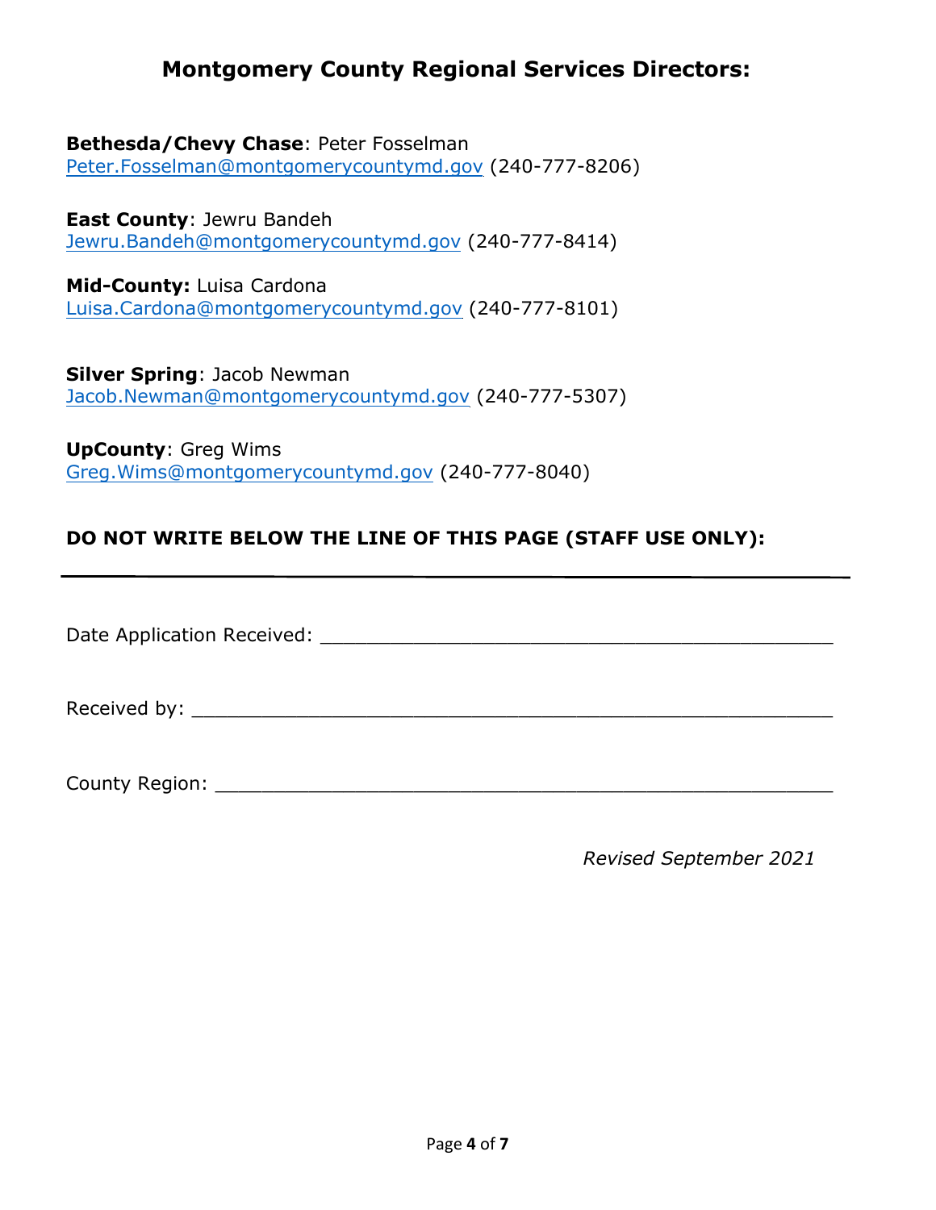# Montgomery County Regional Services Directors:

**Bethesda/Chevy Chase**: Peter Fosselman
Peter.Fosselman@montgomerycountymd.gov (240-777-8206)

**East County**: Jewru Bandeh
Jewru.Bandeh@montgomerycountymd.gov (240-777-8414)

**Mid-County:** Luisa Cardona
Luisa.Cardona@montgomerycountymd.gov (240-777-8101)

**Silver Spring**: Jacob Newman
Jacob.Newman@montgomerycountymd.gov (240-777-5307)

**UpCounty**: Greg Wims
Greg.Wims@montgomerycountymd.gov (240-777-8040)

**DO NOT WRITE BELOW THE LINE OF THIS PAGE (STAFF USE ONLY):**

---

Date Application Received: ___________________________________________

Received by: ______________________________________________________

County Region: ____________________________________________________

*Revised September 2021*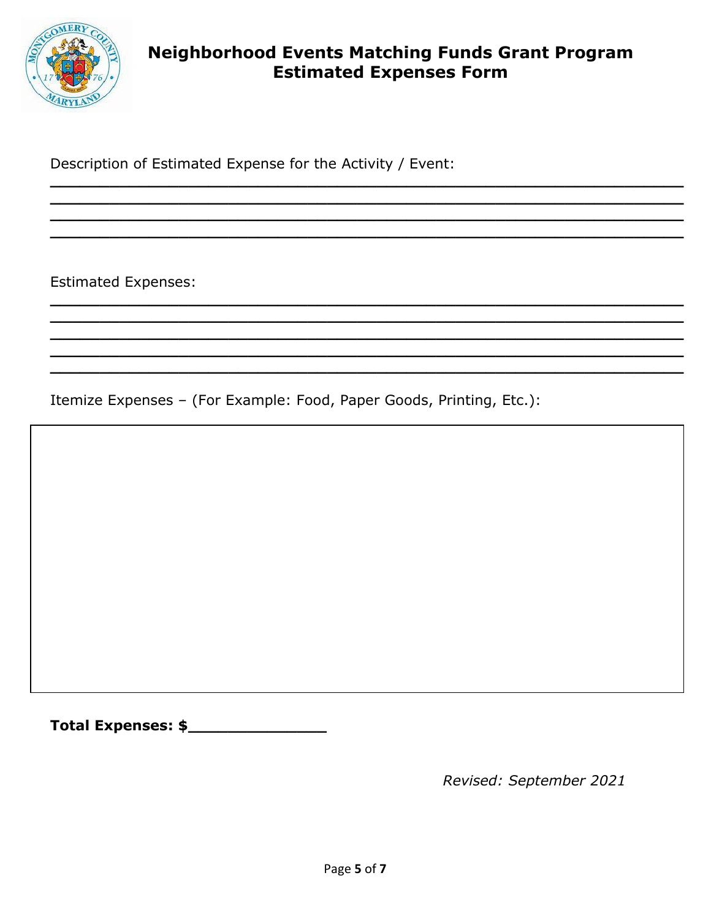# Neighborhood Events Matching Funds Grant Program
## Estimated Expenses Form

Description of Estimated Expense for the Activity / Event:

______________________________________________________________________
______________________________________________________________________
______________________________________________________________________
______________________________________________________________________

Estimated Expenses:

______________________________________________________________________
______________________________________________________________________
______________________________________________________________________
______________________________________________________________________
______________________________________________________________________

Itemize Expenses – (For Example: Food, Paper Goods, Printing, Etc.):

**Total Expenses: $______________**

*Revised: September 2021*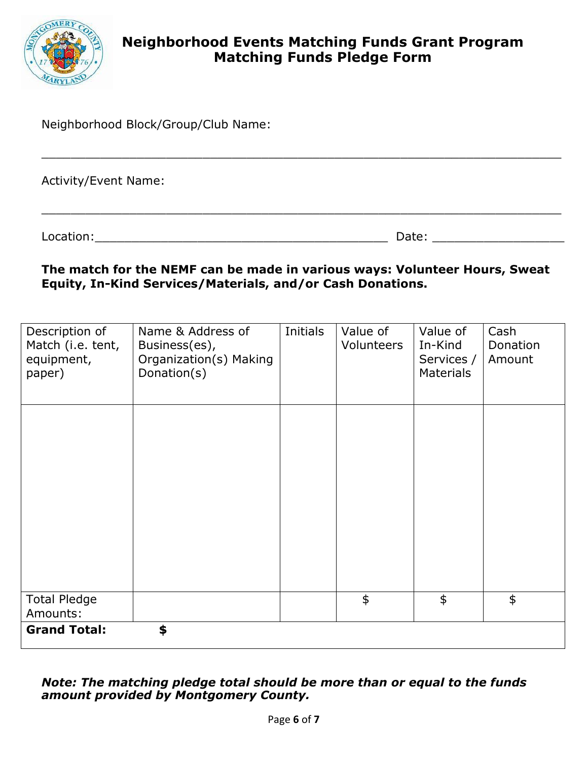# Neighborhood Events Matching Funds Grant Program
## Matching Funds Pledge Form

Neighborhood Block/Group/Club Name:

\_\_\_\_\_\_\_\_\_\_\_\_\_\_\_\_\_\_\_\_\_\_\_\_\_\_\_\_\_\_\_\_\_\_\_\_\_\_\_\_\_\_\_\_\_\_\_\_\_\_\_\_\_\_\_\_\_\_\_\_\_\_\_\_\_\_

Activity/Event Name:

\_\_\_\_\_\_\_\_\_\_\_\_\_\_\_\_\_\_\_\_\_\_\_\_\_\_\_\_\_\_\_\_\_\_\_\_\_\_\_\_\_\_\_\_\_\_\_\_\_\_\_\_\_\_\_\_\_\_\_\_\_\_\_\_\_\_

Location:\_\_\_\_\_\_\_\_\_\_\_\_\_\_\_\_\_\_\_\_\_\_\_\_\_\_\_\_\_\_\_\_\_\_\_\_\_\_\_ Date: \_\_\_\_\_\_\_\_\_\_\_\_\_\_\_\_\_\_

**The match for the NEMF can be made in various ways: Volunteer Hours, Sweat Equity, In-Kind Services/Materials, and/or Cash Donations.**

| Description of Match (i.e. tent, equipment, paper) | Name & Address of Business(es), Organization(s) Making Donation(s) | Initials | Value of Volunteers | Value of In-Kind Services / Materials | Cash Donation Amount |
|---|---|---|---|---|---|
| | | | | | |
| Total Pledge Amounts: | | | $ | $ | $ |
| **Grand Total:** | **$** | | | | |

***Note: The matching pledge total should be more than or equal to the funds amount provided by Montgomery County.***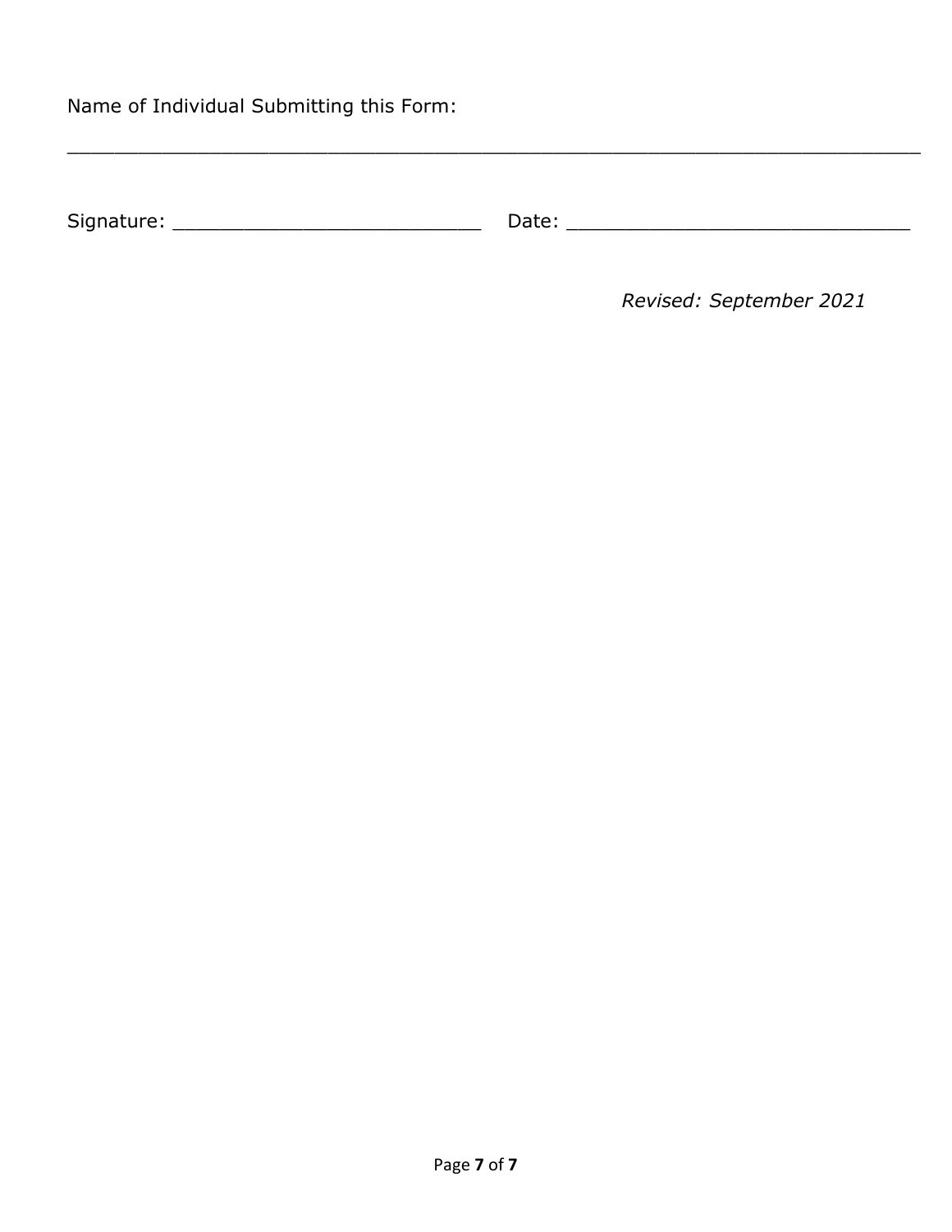Name of Individual Submitting this Form:

______________________________________________________________________

Signature: ___________________________ Date: ______________________________

*Revised: September 2021*